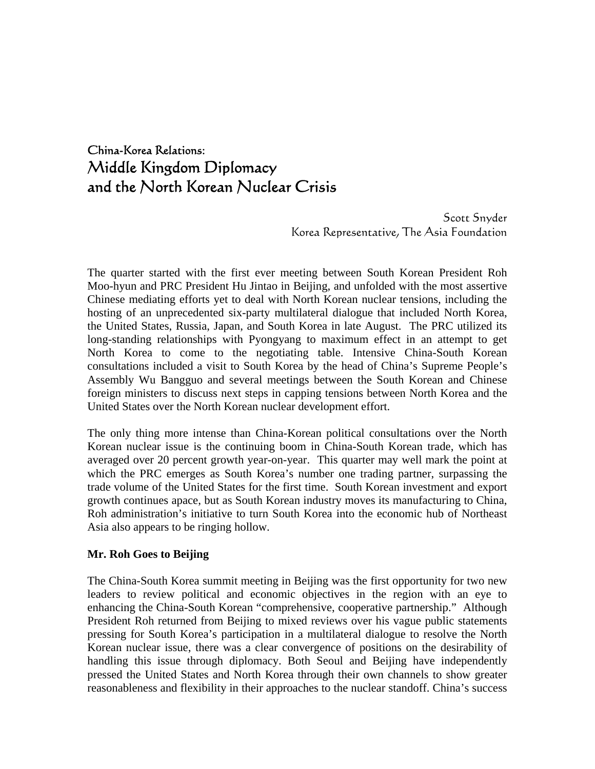# China-Korea Relations:
# Middle Kingdom Diplomacy and the North Korean Nuclear Crisis

Scott Snyder
Korea Representative, The Asia Foundation

The quarter started with the first ever meeting between South Korean President Roh Moo-hyun and PRC President Hu Jintao in Beijing, and unfolded with the most assertive Chinese mediating efforts yet to deal with North Korean nuclear tensions, including the hosting of an unprecedented six-party multilateral dialogue that included North Korea, the United States, Russia, Japan, and South Korea in late August. The PRC utilized its long-standing relationships with Pyongyang to maximum effect in an attempt to get North Korea to come to the negotiating table. Intensive China-South Korean consultations included a visit to South Korea by the head of China's Supreme People's Assembly Wu Bangguo and several meetings between the South Korean and Chinese foreign ministers to discuss next steps in capping tensions between North Korea and the United States over the North Korean nuclear development effort.

The only thing more intense than China-Korean political consultations over the North Korean nuclear issue is the continuing boom in China-South Korean trade, which has averaged over 20 percent growth year-on-year. This quarter may well mark the point at which the PRC emerges as South Korea's number one trading partner, surpassing the trade volume of the United States for the first time. South Korean investment and export growth continues apace, but as South Korean industry moves its manufacturing to China, Roh administration's initiative to turn South Korea into the economic hub of Northeast Asia also appears to be ringing hollow.

**Mr. Roh Goes to Beijing**

The China-South Korea summit meeting in Beijing was the first opportunity for two new leaders to review political and economic objectives in the region with an eye to enhancing the China-South Korean "comprehensive, cooperative partnership." Although President Roh returned from Beijing to mixed reviews over his vague public statements pressing for South Korea's participation in a multilateral dialogue to resolve the North Korean nuclear issue, there was a clear convergence of positions on the desirability of handling this issue through diplomacy. Both Seoul and Beijing have independently pressed the United States and North Korea through their own channels to show greater reasonableness and flexibility in their approaches to the nuclear standoff. China's success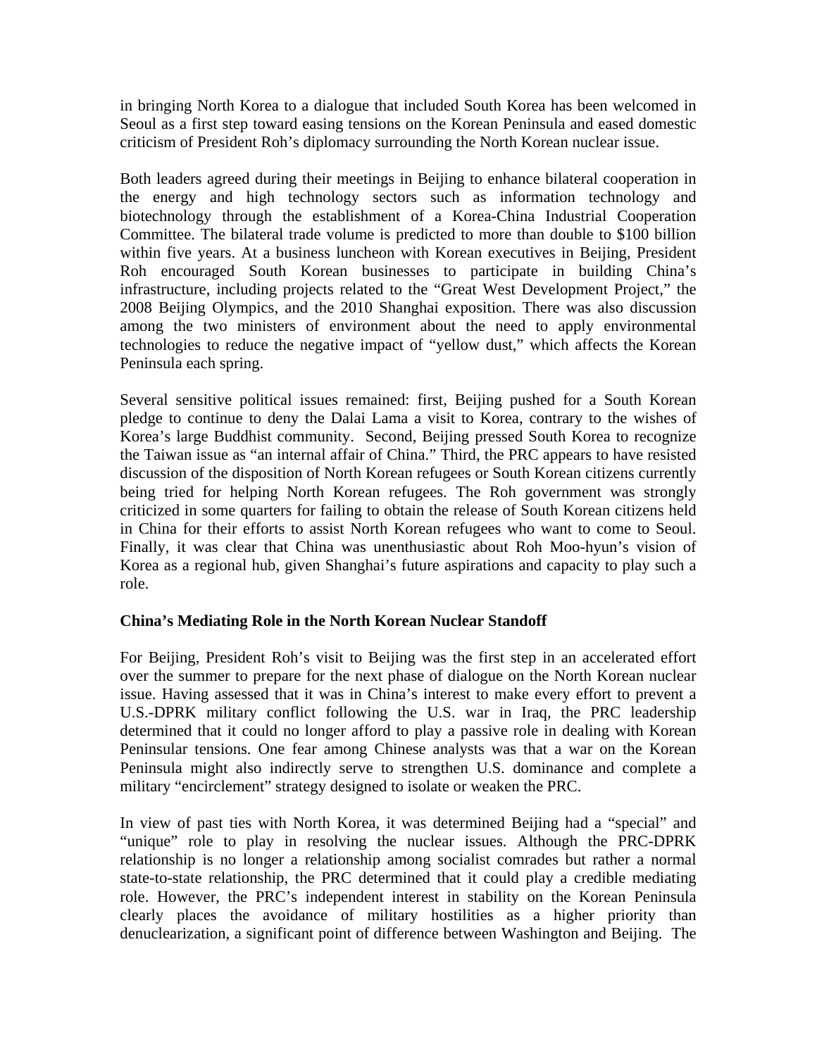in bringing North Korea to a dialogue that included South Korea has been welcomed in Seoul as a first step toward easing tensions on the Korean Peninsula and eased domestic criticism of President Roh's diplomacy surrounding the North Korean nuclear issue.

Both leaders agreed during their meetings in Beijing to enhance bilateral cooperation in the energy and high technology sectors such as information technology and biotechnology through the establishment of a Korea-China Industrial Cooperation Committee. The bilateral trade volume is predicted to more than double to $100 billion within five years. At a business luncheon with Korean executives in Beijing, President Roh encouraged South Korean businesses to participate in building China's infrastructure, including projects related to the "Great West Development Project," the 2008 Beijing Olympics, and the 2010 Shanghai exposition. There was also discussion among the two ministers of environment about the need to apply environmental technologies to reduce the negative impact of "yellow dust," which affects the Korean Peninsula each spring.

Several sensitive political issues remained: first, Beijing pushed for a South Korean pledge to continue to deny the Dalai Lama a visit to Korea, contrary to the wishes of Korea's large Buddhist community. Second, Beijing pressed South Korea to recognize the Taiwan issue as "an internal affair of China." Third, the PRC appears to have resisted discussion of the disposition of North Korean refugees or South Korean citizens currently being tried for helping North Korean refugees. The Roh government was strongly criticized in some quarters for failing to obtain the release of South Korean citizens held in China for their efforts to assist North Korean refugees who want to come to Seoul. Finally, it was clear that China was unenthusiastic about Roh Moo-hyun's vision of Korea as a regional hub, given Shanghai's future aspirations and capacity to play such a role.

**China's Mediating Role in the North Korean Nuclear Standoff**

For Beijing, President Roh's visit to Beijing was the first step in an accelerated effort over the summer to prepare for the next phase of dialogue on the North Korean nuclear issue. Having assessed that it was in China's interest to make every effort to prevent a U.S.-DPRK military conflict following the U.S. war in Iraq, the PRC leadership determined that it could no longer afford to play a passive role in dealing with Korean Peninsular tensions. One fear among Chinese analysts was that a war on the Korean Peninsula might also indirectly serve to strengthen U.S. dominance and complete a military "encirclement" strategy designed to isolate or weaken the PRC.

In view of past ties with North Korea, it was determined Beijing had a "special" and "unique" role to play in resolving the nuclear issues. Although the PRC-DPRK relationship is no longer a relationship among socialist comrades but rather a normal state-to-state relationship, the PRC determined that it could play a credible mediating role. However, the PRC's independent interest in stability on the Korean Peninsula clearly places the avoidance of military hostilities as a higher priority than denuclearization, a significant point of difference between Washington and Beijing. The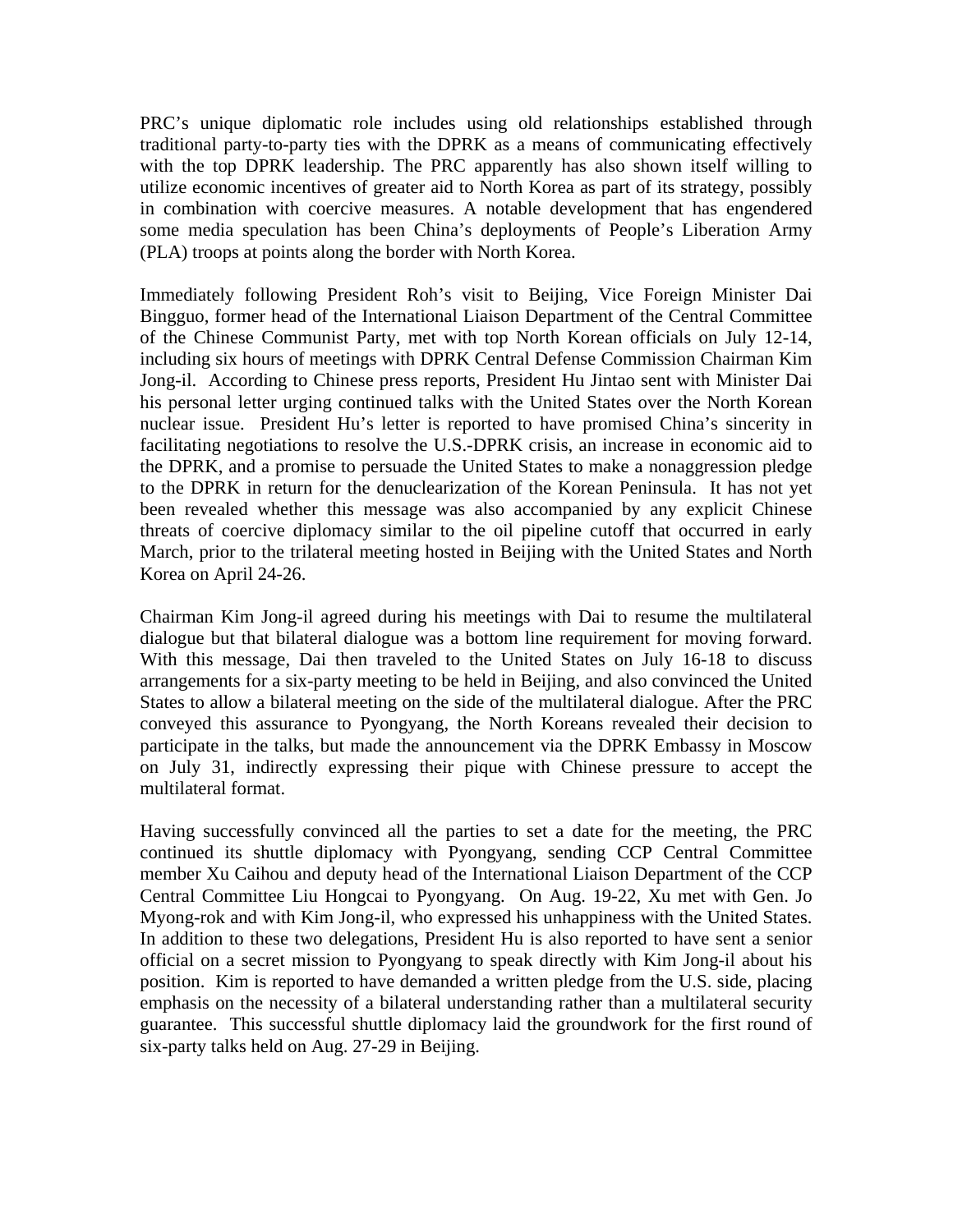PRC's unique diplomatic role includes using old relationships established through traditional party-to-party ties with the DPRK as a means of communicating effectively with the top DPRK leadership. The PRC apparently has also shown itself willing to utilize economic incentives of greater aid to North Korea as part of its strategy, possibly in combination with coercive measures. A notable development that has engendered some media speculation has been China's deployments of People's Liberation Army (PLA) troops at points along the border with North Korea.

Immediately following President Roh's visit to Beijing, Vice Foreign Minister Dai Bingguo, former head of the International Liaison Department of the Central Committee of the Chinese Communist Party, met with top North Korean officials on July 12-14, including six hours of meetings with DPRK Central Defense Commission Chairman Kim Jong-il. According to Chinese press reports, President Hu Jintao sent with Minister Dai his personal letter urging continued talks with the United States over the North Korean nuclear issue. President Hu's letter is reported to have promised China's sincerity in facilitating negotiations to resolve the U.S.-DPRK crisis, an increase in economic aid to the DPRK, and a promise to persuade the United States to make a nonaggression pledge to the DPRK in return for the denuclearization of the Korean Peninsula. It has not yet been revealed whether this message was also accompanied by any explicit Chinese threats of coercive diplomacy similar to the oil pipeline cutoff that occurred in early March, prior to the trilateral meeting hosted in Beijing with the United States and North Korea on April 24-26.

Chairman Kim Jong-il agreed during his meetings with Dai to resume the multilateral dialogue but that bilateral dialogue was a bottom line requirement for moving forward. With this message, Dai then traveled to the United States on July 16-18 to discuss arrangements for a six-party meeting to be held in Beijing, and also convinced the United States to allow a bilateral meeting on the side of the multilateral dialogue. After the PRC conveyed this assurance to Pyongyang, the North Koreans revealed their decision to participate in the talks, but made the announcement via the DPRK Embassy in Moscow on July 31, indirectly expressing their pique with Chinese pressure to accept the multilateral format.

Having successfully convinced all the parties to set a date for the meeting, the PRC continued its shuttle diplomacy with Pyongyang, sending CCP Central Committee member Xu Caihou and deputy head of the International Liaison Department of the CCP Central Committee Liu Hongcai to Pyongyang. On Aug. 19-22, Xu met with Gen. Jo Myong-rok and with Kim Jong-il, who expressed his unhappiness with the United States. In addition to these two delegations, President Hu is also reported to have sent a senior official on a secret mission to Pyongyang to speak directly with Kim Jong-il about his position. Kim is reported to have demanded a written pledge from the U.S. side, placing emphasis on the necessity of a bilateral understanding rather than a multilateral security guarantee. This successful shuttle diplomacy laid the groundwork for the first round of six-party talks held on Aug. 27-29 in Beijing.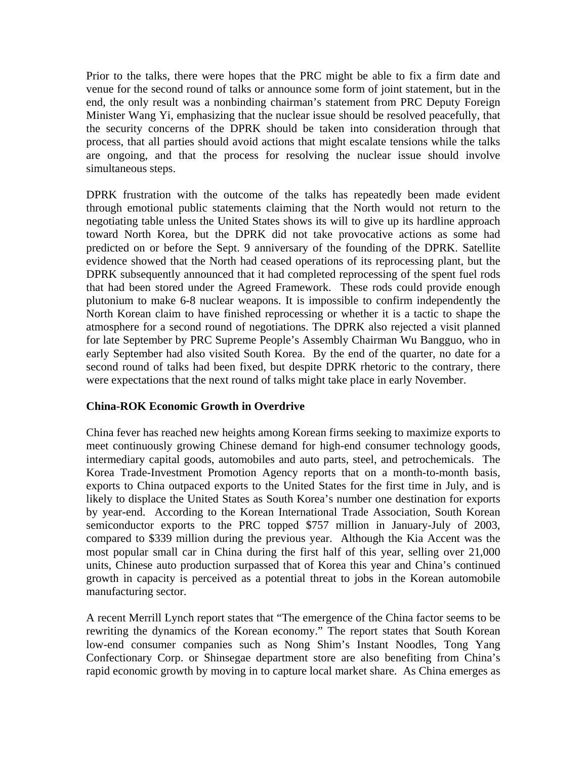Prior to the talks, there were hopes that the PRC might be able to fix a firm date and venue for the second round of talks or announce some form of joint statement, but in the end, the only result was a nonbinding chairman's statement from PRC Deputy Foreign Minister Wang Yi, emphasizing that the nuclear issue should be resolved peacefully, that the security concerns of the DPRK should be taken into consideration through that process, that all parties should avoid actions that might escalate tensions while the talks are ongoing, and that the process for resolving the nuclear issue should involve simultaneous steps.

DPRK frustration with the outcome of the talks has repeatedly been made evident through emotional public statements claiming that the North would not return to the negotiating table unless the United States shows its will to give up its hardline approach toward North Korea, but the DPRK did not take provocative actions as some had predicted on or before the Sept. 9 anniversary of the founding of the DPRK. Satellite evidence showed that the North had ceased operations of its reprocessing plant, but the DPRK subsequently announced that it had completed reprocessing of the spent fuel rods that had been stored under the Agreed Framework. These rods could provide enough plutonium to make 6-8 nuclear weapons. It is impossible to confirm independently the North Korean claim to have finished reprocessing or whether it is a tactic to shape the atmosphere for a second round of negotiations. The DPRK also rejected a visit planned for late September by PRC Supreme People's Assembly Chairman Wu Bangguo, who in early September had also visited South Korea. By the end of the quarter, no date for a second round of talks had been fixed, but despite DPRK rhetoric to the contrary, there were expectations that the next round of talks might take place in early November.

**China-ROK Economic Growth in Overdrive**

China fever has reached new heights among Korean firms seeking to maximize exports to meet continuously growing Chinese demand for high-end consumer technology goods, intermediary capital goods, automobiles and auto parts, steel, and petrochemicals. The Korea Trade-Investment Promotion Agency reports that on a month-to-month basis, exports to China outpaced exports to the United States for the first time in July, and is likely to displace the United States as South Korea's number one destination for exports by year-end. According to the Korean International Trade Association, South Korean semiconductor exports to the PRC topped $757 million in January-July of 2003, compared to $339 million during the previous year. Although the Kia Accent was the most popular small car in China during the first half of this year, selling over 21,000 units, Chinese auto production surpassed that of Korea this year and China's continued growth in capacity is perceived as a potential threat to jobs in the Korean automobile manufacturing sector.

A recent Merrill Lynch report states that "The emergence of the China factor seems to be rewriting the dynamics of the Korean economy." The report states that South Korean low-end consumer companies such as Nong Shim's Instant Noodles, Tong Yang Confectionary Corp. or Shinsegae department store are also benefiting from China's rapid economic growth by moving in to capture local market share. As China emerges as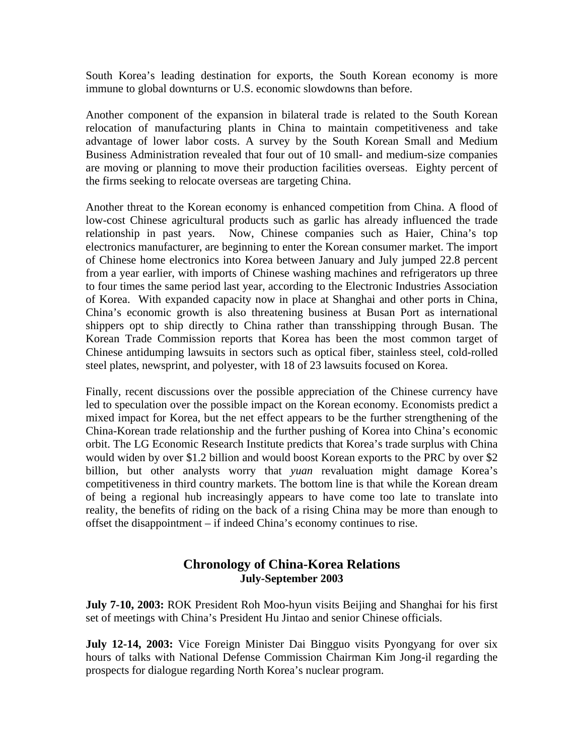South Korea's leading destination for exports, the South Korean economy is more immune to global downturns or U.S. economic slowdowns than before.

Another component of the expansion in bilateral trade is related to the South Korean relocation of manufacturing plants in China to maintain competitiveness and take advantage of lower labor costs. A survey by the South Korean Small and Medium Business Administration revealed that four out of 10 small- and medium-size companies are moving or planning to move their production facilities overseas. Eighty percent of the firms seeking to relocate overseas are targeting China.

Another threat to the Korean economy is enhanced competition from China. A flood of low-cost Chinese agricultural products such as garlic has already influenced the trade relationship in past years. Now, Chinese companies such as Haier, China's top electronics manufacturer, are beginning to enter the Korean consumer market. The import of Chinese home electronics into Korea between January and July jumped 22.8 percent from a year earlier, with imports of Chinese washing machines and refrigerators up three to four times the same period last year, according to the Electronic Industries Association of Korea. With expanded capacity now in place at Shanghai and other ports in China, China's economic growth is also threatening business at Busan Port as international shippers opt to ship directly to China rather than transshipping through Busan. The Korean Trade Commission reports that Korea has been the most common target of Chinese antidumping lawsuits in sectors such as optical fiber, stainless steel, cold-rolled steel plates, newsprint, and polyester, with 18 of 23 lawsuits focused on Korea.

Finally, recent discussions over the possible appreciation of the Chinese currency have led to speculation over the possible impact on the Korean economy. Economists predict a mixed impact for Korea, but the net effect appears to be the further strengthening of the China-Korean trade relationship and the further pushing of Korea into China's economic orbit. The LG Economic Research Institute predicts that Korea's trade surplus with China would widen by over $1.2 billion and would boost Korean exports to the PRC by over $2 billion, but other analysts worry that *yuan* revaluation might damage Korea's competitiveness in third country markets. The bottom line is that while the Korean dream of being a regional hub increasingly appears to have come too late to translate into reality, the benefits of riding on the back of a rising China may be more than enough to offset the disappointment – if indeed China's economy continues to rise.

## Chronology of China-Korea Relations
### July-September 2003

**July 7-10, 2003:** ROK President Roh Moo-hyun visits Beijing and Shanghai for his first set of meetings with China's President Hu Jintao and senior Chinese officials.

**July 12-14, 2003:** Vice Foreign Minister Dai Bingguo visits Pyongyang for over six hours of talks with National Defense Commission Chairman Kim Jong-il regarding the prospects for dialogue regarding North Korea's nuclear program.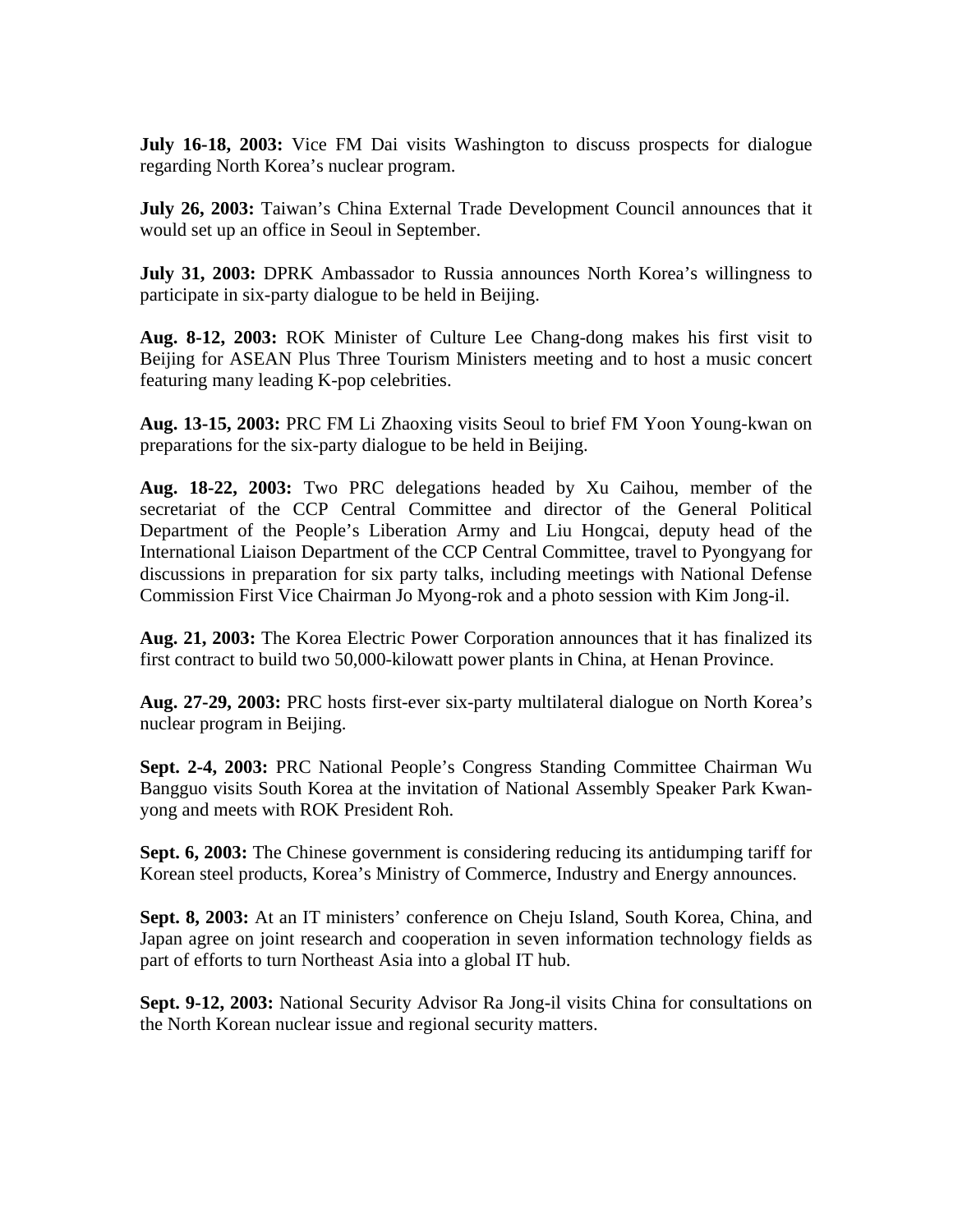**July 16-18, 2003:** Vice FM Dai visits Washington to discuss prospects for dialogue regarding North Korea's nuclear program.

**July 26, 2003:** Taiwan's China External Trade Development Council announces that it would set up an office in Seoul in September.

**July 31, 2003:** DPRK Ambassador to Russia announces North Korea's willingness to participate in six-party dialogue to be held in Beijing.

**Aug. 8-12, 2003:** ROK Minister of Culture Lee Chang-dong makes his first visit to Beijing for ASEAN Plus Three Tourism Ministers meeting and to host a music concert featuring many leading K-pop celebrities.

**Aug. 13-15, 2003:** PRC FM Li Zhaoxing visits Seoul to brief FM Yoon Young-kwan on preparations for the six-party dialogue to be held in Beijing.

**Aug. 18-22, 2003:** Two PRC delegations headed by Xu Caihou, member of the secretariat of the CCP Central Committee and director of the General Political Department of the People's Liberation Army and Liu Hongcai, deputy head of the International Liaison Department of the CCP Central Committee, travel to Pyongyang for discussions in preparation for six party talks, including meetings with National Defense Commission First Vice Chairman Jo Myong-rok and a photo session with Kim Jong-il.

**Aug. 21, 2003:** The Korea Electric Power Corporation announces that it has finalized its first contract to build two 50,000-kilowatt power plants in China, at Henan Province.

**Aug. 27-29, 2003:** PRC hosts first-ever six-party multilateral dialogue on North Korea's nuclear program in Beijing.

**Sept. 2-4, 2003:** PRC National People's Congress Standing Committee Chairman Wu Bangguo visits South Korea at the invitation of National Assembly Speaker Park Kwan-yong and meets with ROK President Roh.

**Sept. 6, 2003:** The Chinese government is considering reducing its antidumping tariff for Korean steel products, Korea's Ministry of Commerce, Industry and Energy announces.

**Sept. 8, 2003:** At an IT ministers' conference on Cheju Island, South Korea, China, and Japan agree on joint research and cooperation in seven information technology fields as part of efforts to turn Northeast Asia into a global IT hub.

**Sept. 9-12, 2003:** National Security Advisor Ra Jong-il visits China for consultations on the North Korean nuclear issue and regional security matters.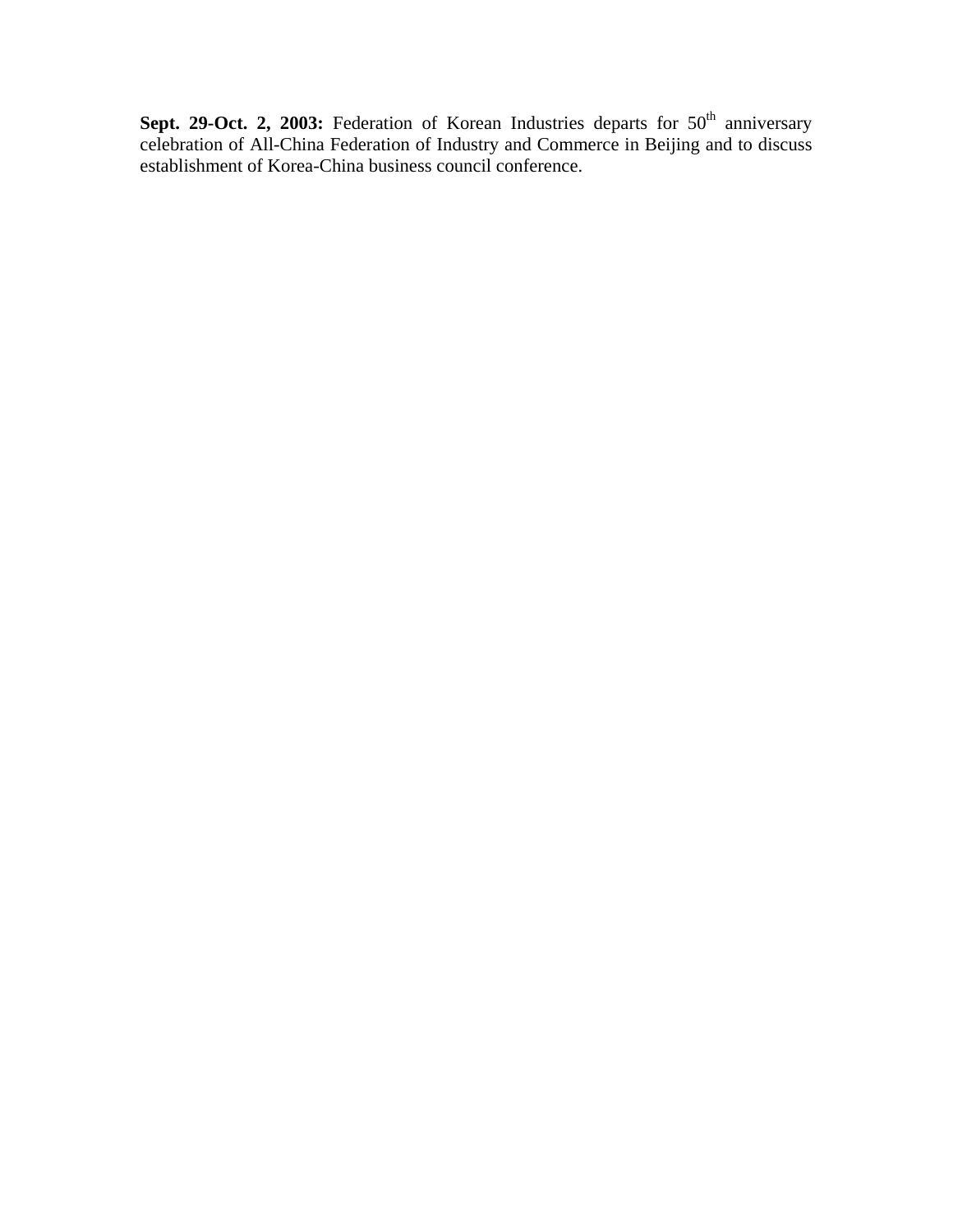**Sept. 29-Oct. 2, 2003:** Federation of Korean Industries departs for 50th anniversary celebration of All-China Federation of Industry and Commerce in Beijing and to discuss establishment of Korea-China business council conference.